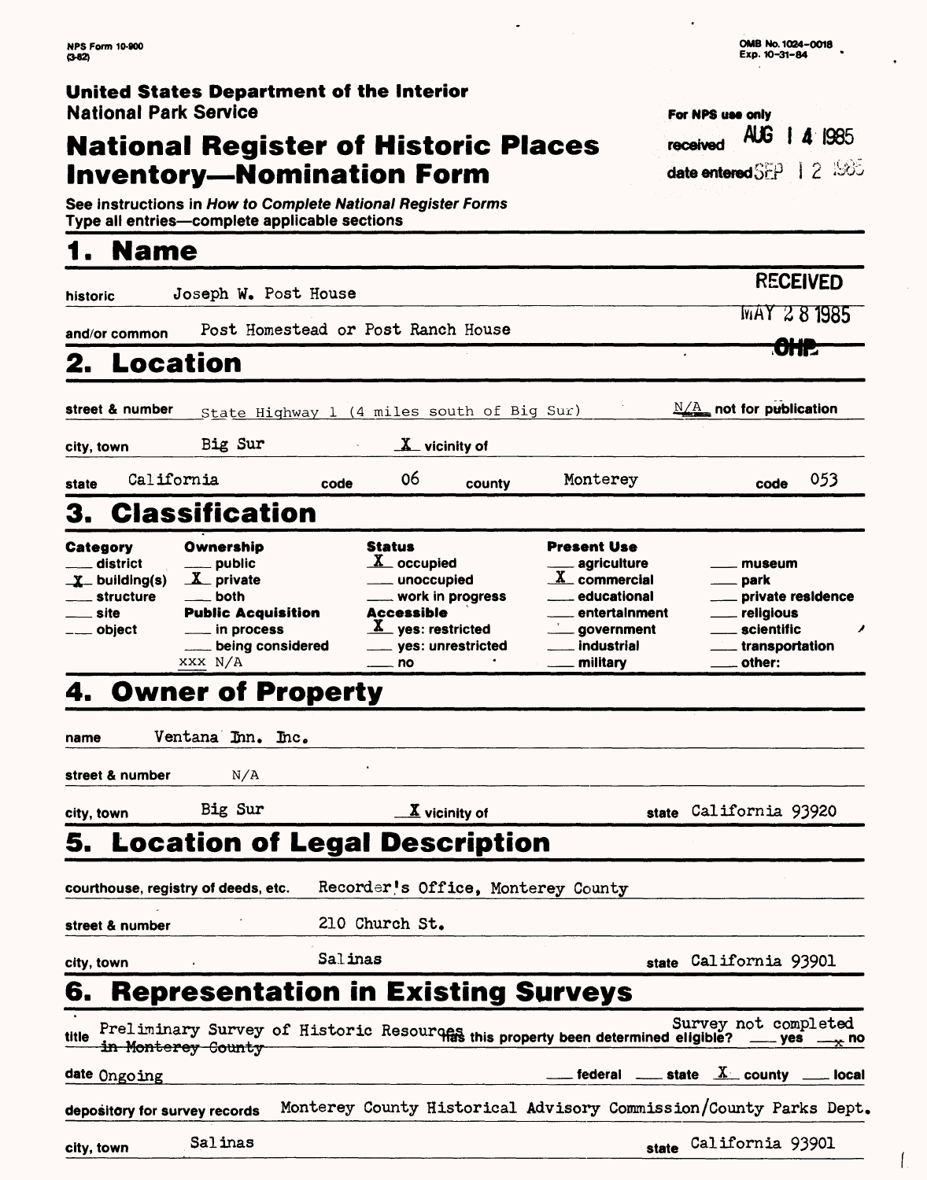NPS Form 10-900
(3-82)

OMB No. 1024-0018
Exp. 10-31-84

**United States Department of the Interior**
**National Park Service**

# National Register of Historic Places Inventory—Nomination Form

For NPS use only
received AUG 14 1985
date entered SEP 12 1985

See instructions in *How to Complete National Register Forms*
Type all entries—complete applicable sections

RECEIVED
MAY 28 1985
OHP

## 1. Name

historic Joseph W. Post House

and/or common Post Homestead or Post Ranch House

## 2. Location

street & number State Highway 1 (4 miles south of Big Sur) N/A not for publication

city, town Big Sur X vicinity of

state California code 06 county Monterey code 053

## 3. Classification

| Category | Ownership | Status | Present Use | |
|---|---|---|---|---|
| ___ district | ___ public | X occupied | ___ agriculture | ___ museum |
| X building(s) | X private | ___ unoccupied | X commercial | ___ park |
| ___ structure | ___ both | ___ work in progress | ___ educational | ___ private residence |
| ___ site | **Public Acquisition** | **Accessible** | ___ entertainment | ___ religious |
| ___ object | ___ in process | X yes: restricted | ___ government | ___ scientific |
| | ___ being considered | ___ yes: unrestricted | ___ industrial | ___ transportation |
| | xxx N/A | ___ no | ___ military | ___ other: |

## 4. Owner of Property

name Ventana Inn. Inc.

street & number N/A

city, town Big Sur X vicinity of state California 93920

## 5. Location of Legal Description

courthouse, registry of deeds, etc. Recorder's Office, Monterey County

street & number 210 Church St.

city, town Salinas state California 93901

## 6. Representation in Existing Surveys

title Preliminary Survey of Historic Resources ~~in Monterey County~~ has this property been determined eligible? Survey not completed ___ yes x no

date Ongoing ___ federal ___ state X county ___ local

depository for survey records Monterey County Historical Advisory Commission/County Parks Dept.

city, town Salinas state California 93901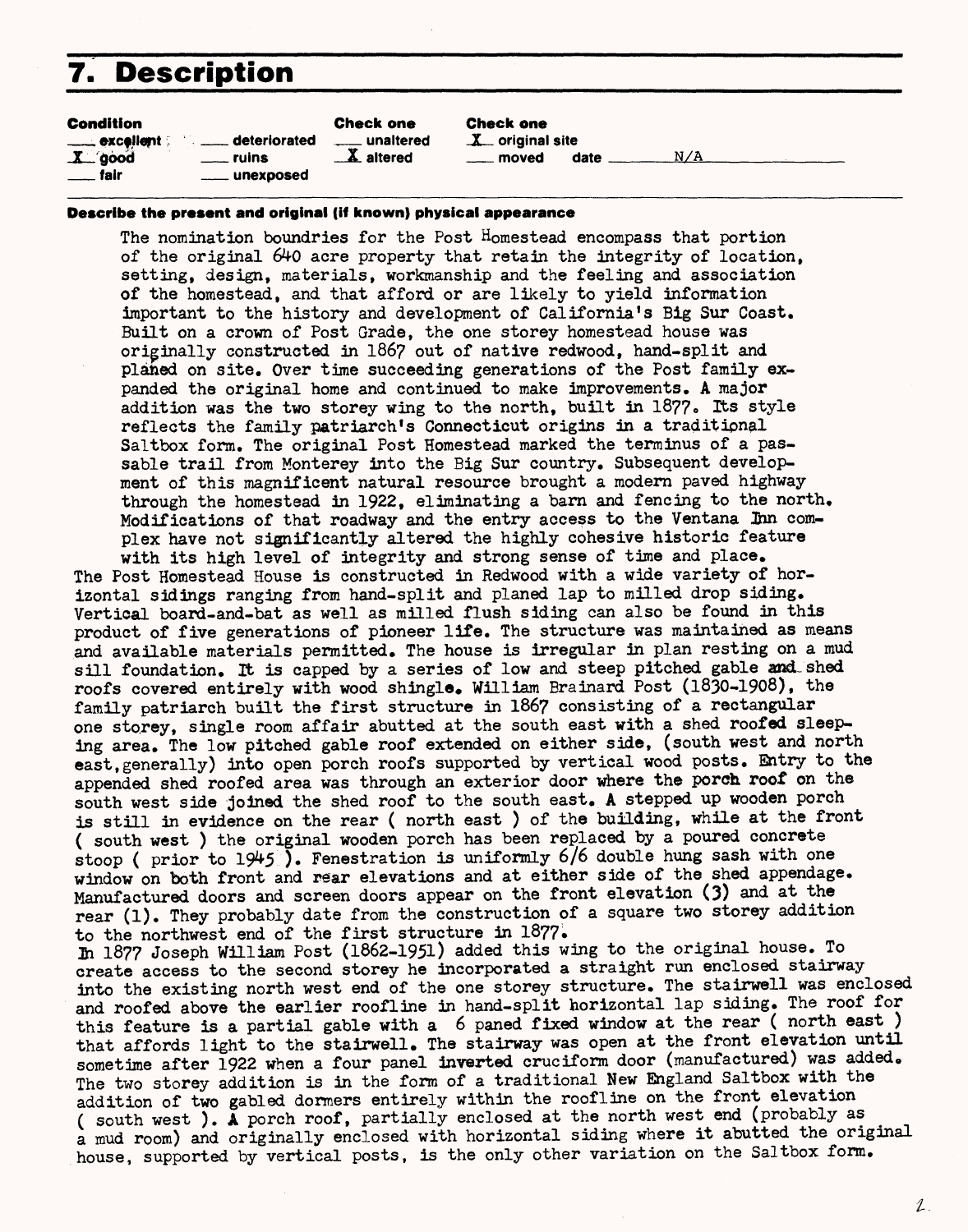# 7. Description

| Condition | | Check one | Check one |
|---|---|---|---|
| ___ excellent | ___ deteriorated | ___ unaltered | X original site |
| X good | ___ ruins | X altered | ___ moved date N/A |
| ___ fair | ___ unexposed | | |

**Describe the present and original (if known) physical appearance**

The nomination boundries for the Post Homestead encompass that portion of the original 640 acre property that retain the integrity of location, setting, design, materials, workmanship and the feeling and association of the homestead, and that afford or are likely to yield information important to the history and development of California's Big Sur Coast. Built on a crown of Post Grade, the one storey homestead house was originally constructed in 1867 out of native redwood, hand-split and planed on site. Over time succeeding generations of the Post family expanded the original home and continued to make improvements. A major addition was the two storey wing to the north, built in 1877. Its style reflects the family patriarch's Connecticut origins in a traditional Saltbox form. The original Post Homestead marked the terminus of a passable trail from Monterey into the Big Sur country. Subsequent development of this magnificent natural resource brought a modern paved highway through the homestead in 1922, eliminating a barn and fencing to the north. Modifications of that roadway and the entry access to the Ventana Inn complex have not significantly altered the highly cohesive historic feature with its high level of integrity and strong sense of time and place.

The Post Homestead House is constructed in Redwood with a wide variety of horizontal sidings ranging from hand-split and planed lap to milled drop siding. Vertical board-and-bat as well as milled flush siding can also be found in this product of five generations of pioneer life. The structure was maintained as means and available materials permitted. The house is irregular in plan resting on a mud sill foundation. It is capped by a series of low and steep pitched gable and shed roofs covered entirely with wood shingle. William Brainard Post (1830-1908), the family patriarch built the first structure in 1867 consisting of a rectangular one storey, single room affair abutted at the south east with a shed roofed sleeping area. The low pitched gable roof extended on either side, (south west and north east, generally) into open porch roofs supported by vertical wood posts. Entry to the appended shed roofed area was through an exterior door where the porch roof on the south west side joined the shed roof to the south east. A stepped up wooden porch is still in evidence on the rear ( north east ) of the building, while at the front ( south west ) the original wooden porch has been replaced by a poured concrete stoop ( prior to 1945 ). Fenestration is uniformly 6/6 double hung sash with one window on both front and rear elevations and at either side of the shed appendage. Manufactured doors and screen doors appear on the front elevation (3) and at the rear (1). They probably date from the construction of a square two storey addition to the northwest end of the first structure in 1877.

In 1877 Joseph William Post (1862-1951) added this wing to the original house. To create access to the second storey he incorporated a straight run enclosed stairway into the existing north west end of the one storey structure. The stairwell was enclosed and roofed above the earlier roofline in hand-split horizontal lap siding. The roof for this feature is a partial gable with a 6 paned fixed window at the rear ( north east ) that affords light to the stairwell. The stairway was open at the front elevation until sometime after 1922 when a four panel inverted cruciform door (manufactured) was added. The two storey addition is in the form of a traditional New England Saltbox with the addition of two gabled dormers entirely within the roofline on the front elevation ( south west ). A porch roof, partially enclosed at the north west end (probably as a mud room) and originally enclosed with horizontal siding where it abutted the original house, supported by vertical posts, is the only other variation on the Saltbox form.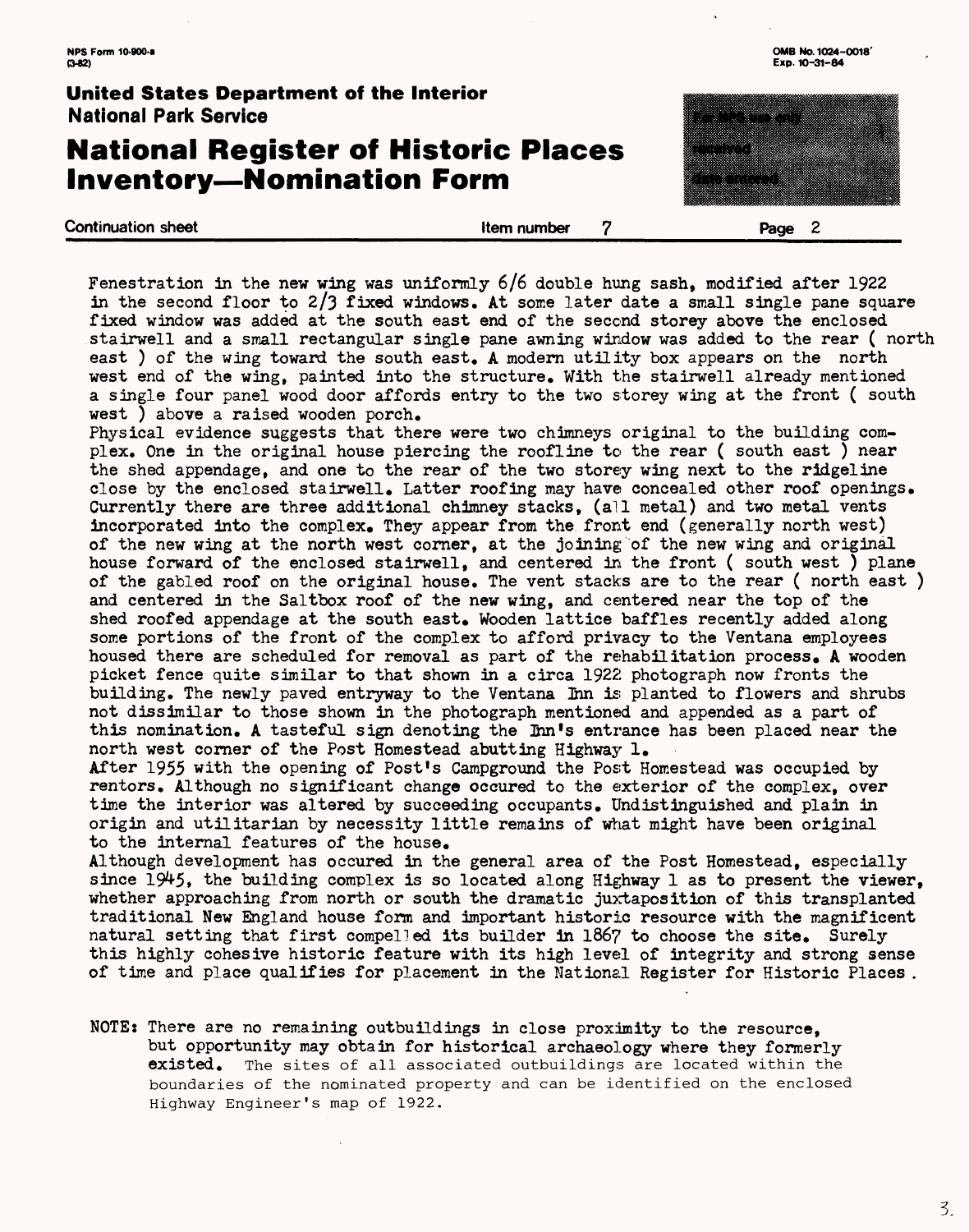Fenestration in the new wing was uniformly 6/6 double hung sash, modified after 1922 in the second floor to 2/3 fixed windows. At some later date a small single pane square fixed window was added at the south east end of the second storey above the enclosed stairwell and a small rectangular single pane awning window was added to the rear ( north east ) of the wing toward the south east. A modern utility box appears on the north west end of the wing, painted into the structure. With the stairwell already mentioned a single four panel wood door affords entry to the two storey wing at the front ( south west ) above a raised wooden porch.

Physical evidence suggests that there were two chimneys original to the building complex. One in the original house piercing the roofline to the rear ( south east ) near the shed appendage, and one to the rear of the two storey wing next to the ridgeline close by the enclosed stairwell. Latter roofing may have concealed other roof openings. Currently there are three additional chimney stacks, (all metal) and two metal vents incorporated into the complex. They appear from the front end (generally north west) of the new wing at the north west corner, at the joining of the new wing and original house forward of the enclosed stairwell, and centered in the front ( south west ) plane of the gabled roof on the original house. The vent stacks are to the rear ( north east ) and centered in the Saltbox roof of the new wing, and centered near the top of the shed roofed appendage at the south east. Wooden lattice baffles recently added along some portions of the front of the complex to afford privacy to the Ventana employees housed there are scheduled for removal as part of the rehabilitation process. A wooden picket fence quite similar to that shown in a circa 1922 photograph now fronts the building. The newly paved entryway to the Ventana Inn is planted to flowers and shrubs not dissimilar to those shown in the photograph mentioned and appended as a part of this nomination. A tasteful sign denoting the Inn's entrance has been placed near the north west corner of the Post Homestead abutting Highway 1.

After 1955 with the opening of Post's Campground the Post Homestead was occupied by rentors. Although no significant change occured to the exterior of the complex, over time the interior was altered by succeeding occupants. Undistinguished and plain in origin and utilitarian by necessity little remains of what might have been original to the internal features of the house.

Although development has occured in the general area of the Post Homestead, especially since 1945, the building complex is so located along Highway 1 as to present the viewer, whether approaching from north or south the dramatic juxtaposition of this transplanted traditional New England house form and important historic resource with the magnificent natural setting that first compelled its builder in 1867 to choose the site. Surely this highly cohesive historic feature with its high level of integrity and strong sense of time and place qualifies for placement in the National Register for Historic Places.

NOTE: There are no remaining outbuildings in close proximity to the resource, but opportunity may obtain for historical archaeology where they formerly existed. The sites of all associated outbuildings are located within the boundaries of the nominated property and can be identified on the enclosed Highway Engineer's map of 1922.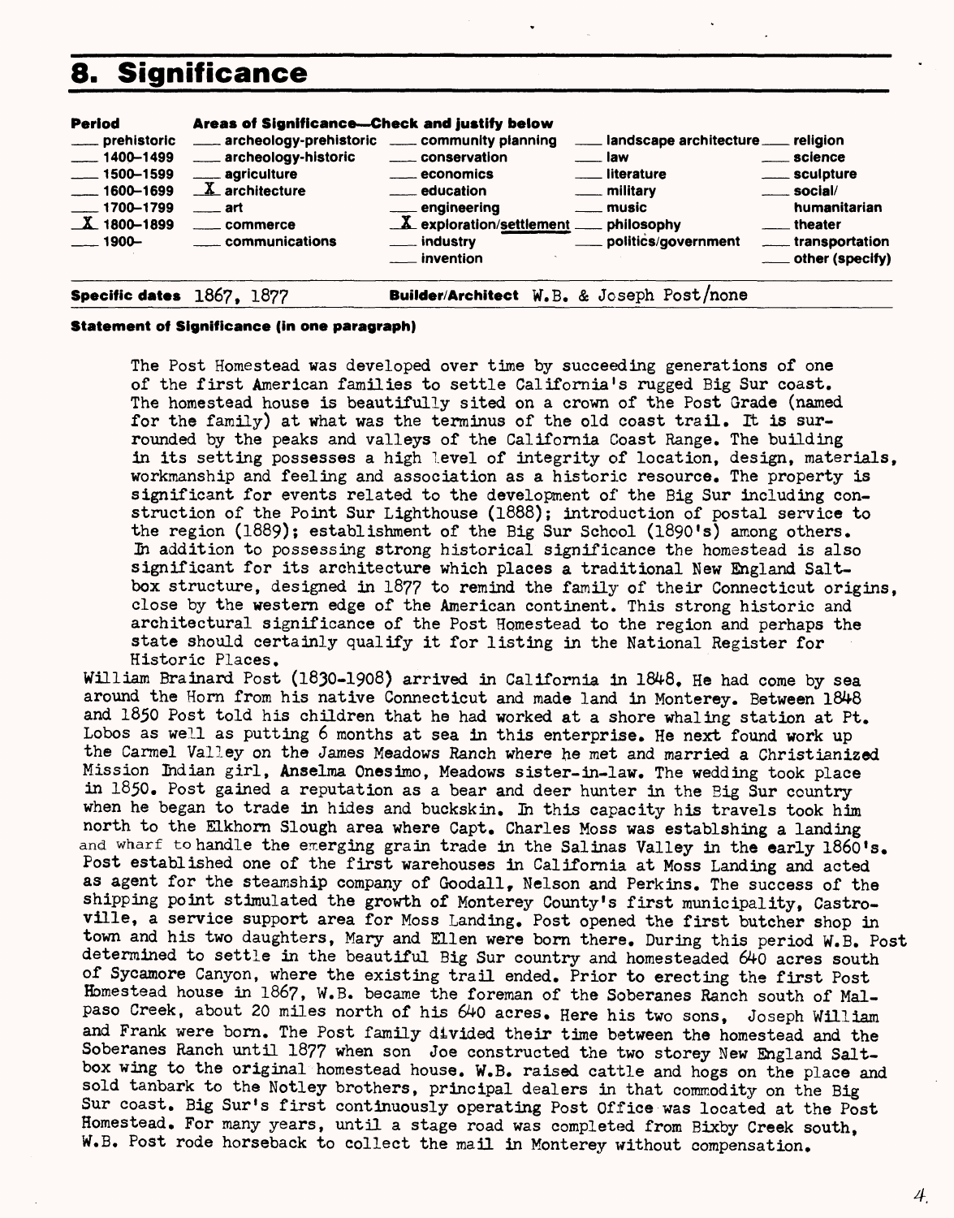## 8. Significance

| Period | Areas of Significance—Check and justify below | | | |
|---|---|---|---|---|
| ___ prehistoric | ___ archeology-prehistoric | ___ community planning | ___ landscape architecture | ___ religion |
| ___ 1400–1499 | ___ archeology-historic | ___ conservation | ___ law | ___ science |
| ___ 1500–1599 | ___ agriculture | ___ economics | ___ literature | ___ sculpture |
| ___ 1600–1699 | X architecture | ___ education | ___ military | ___ social/humanitarian |
| ___ 1700–1799 | ___ art | ___ engineering | ___ music | ___ theater |
| X 1800–1899 | ___ commerce | X exploration/settlement | ___ philosophy | ___ transportation |
| ___ 1900– | ___ communications | ___ industry | ___ politics/government | ___ other (specify) |
| | | ___ invention | | |

**Specific dates** 1867, 1877 **Builder/Architect** W.B. & Joseph Post/none

**Statement of Significance (in one paragraph)**

The Post Homestead was developed over time by succeeding generations of one of the first American families to settle California's rugged Big Sur coast. The homestead house is beautifully sited on a crown of the Post Grade (named for the family) at what was the terminus of the old coast trail. It is surrounded by the peaks and valleys of the California Coast Range. The building in its setting possesses a high level of integrity of location, design, materials, workmanship and feeling and association as a historic resource. The property is significant for events related to the development of the Big Sur including construction of the Point Sur Lighthouse (1888); introduction of postal service to the region (1889); establishment of the Big Sur School (1890's) among others. In addition to possessing strong historical significance the homestead is also significant for its architecture which places a traditional New England Saltbox structure, designed in 1877 to remind the family of their Connecticut origins, close by the western edge of the American continent. This strong historic and architectural significance of the Post Homestead to the region and perhaps the state should certainly qualify it for listing in the National Register for Historic Places.

William Brainard Post (1830-1908) arrived in California in 1848. He had come by sea around the Horn from his native Connecticut and made land in Monterey. Between 1848 and 1850 Post told his children that he had worked at a shore whaling station at Pt. Lobos as well as putting 6 months at sea in this enterprise. He next found work up the Carmel Valley on the James Meadows Ranch where he met and married a Christianized Mission Indian girl, Anselma Onesimo, Meadows sister-in-law. The wedding took place in 1850. Post gained a reputation as a bear and deer hunter in the Big Sur country when he began to trade in hides and buckskin. In this capacity his travels took him north to the Elkhorn Slough area where Capt. Charles Moss was establshing a landing and wharf to handle the emerging grain trade in the Salinas Valley in the early 1860's. Post established one of the first warehouses in California at Moss Landing and acted as agent for the steamship company of Goodall, Nelson and Perkins. The success of the shipping point stimulated the growth of Monterey County's first municipality, Castroville, a service support area for Moss Landing. Post opened the first butcher shop in town and his two daughters, Mary and Ellen were born there. During this period W.B. Post determined to settle in the beautiful Big Sur country and homesteaded 640 acres south of Sycamore Canyon, where the existing trail ended. Prior to erecting the first Post Homestead house in 1867, W.B. became the foreman of the Soberanes Ranch south of Malpaso Creek, about 20 miles north of his 640 acres. Here his two sons, Joseph William and Frank were born. The Post family divided their time between the homestead and the Soberanes Ranch until 1877 when son Joe constructed the two storey New England Saltbox wing to the original homestead house. W.B. raised cattle and hogs on the place and sold tanbark to the Notley brothers, principal dealers in that commodity on the Big Sur coast. Big Sur's first continuously operating Post Office was located at the Post Homestead. For many years, until a stage road was completed from Bixby Creek south, W.B. Post rode horseback to collect the mail in Monterey without compensation.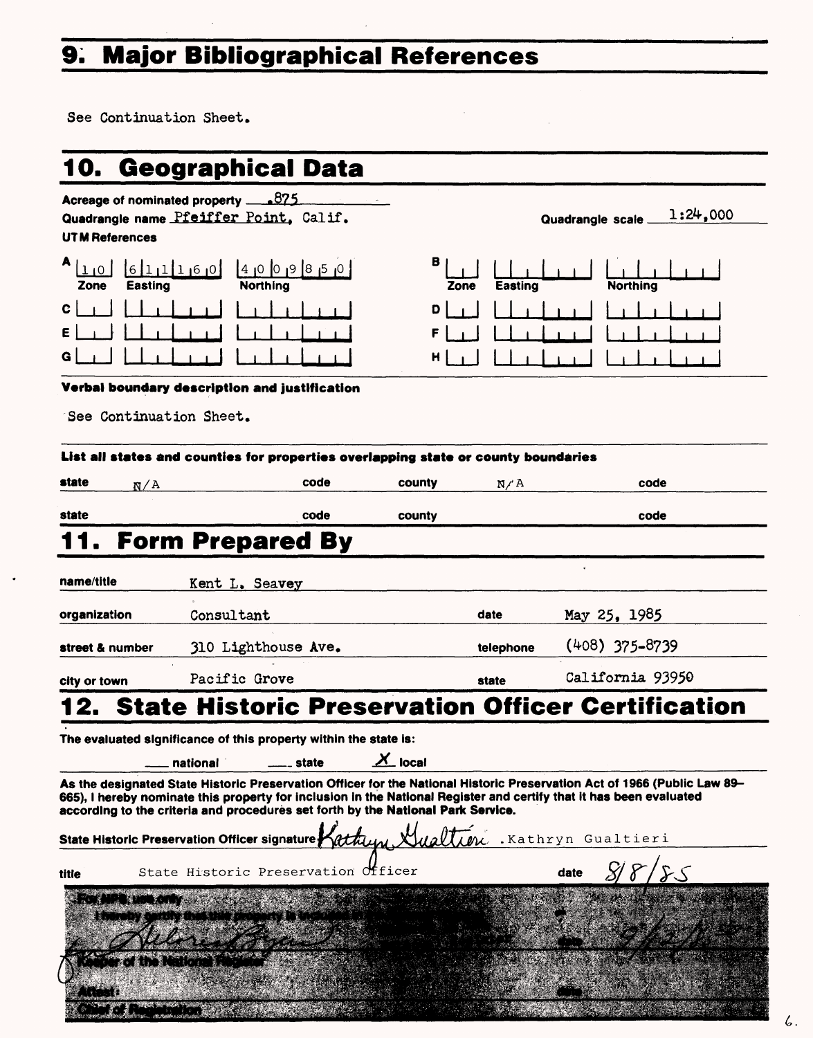## 9. Major Bibliographical References

See Continuation Sheet.

## 10. Geographical Data

Acreage of nominated property .875

Quadrangle name Pfeiffer Point, Calif.

Quadrangle scale 1:24,000

**UTM References**

| | Zone | Easting | Northing | | Zone | Easting | Northing |
|---|---|---|---|---|---|---|---|
| A | 10 | 611160 | 4009850 | B | | | |
| C | | | | D | | | |
| E | | | | F | | | |
| G | | | | H | | | |

**Verbal boundary description and justification**

See Continuation Sheet.

**List all states and counties for properties overlapping state or county boundaries**

| state | N/A | code | | county | N/A | code | |
|---|---|---|---|---|---|---|---|
| state | | code | | county | | code | |

## 11. Form Prepared By

| | | | |
|---|---|---|---|
| name/title | Kent L. Seavey | | |
| organization | Consultant | date | May 25, 1985 |
| street & number | 310 Lighthouse Ave. | telephone | (408) 375-8739 |
| city or town | Pacific Grove | state | California 93950 |

## 12. State Historic Preservation Officer Certification

The evaluated significance of this property within the state is:

___ national ___ state X local

As the designated State Historic Preservation Officer for the National Historic Preservation Act of 1966 (Public Law 89-665), I hereby nominate this property for inclusion in the National Register and certify that it has been evaluated according to the criteria and procedures set forth by the National Park Service.

State Historic Preservation Officer signature *Kathryn Gualtieri* .Kathryn Gualtieri

title State Historic Preservation Officer date 8/8/85

For NPS use only

I hereby certify that this property is included in the National Register

*[signature]* date 9/…

Keeper of the National Register

Attest: date

Chief of Registration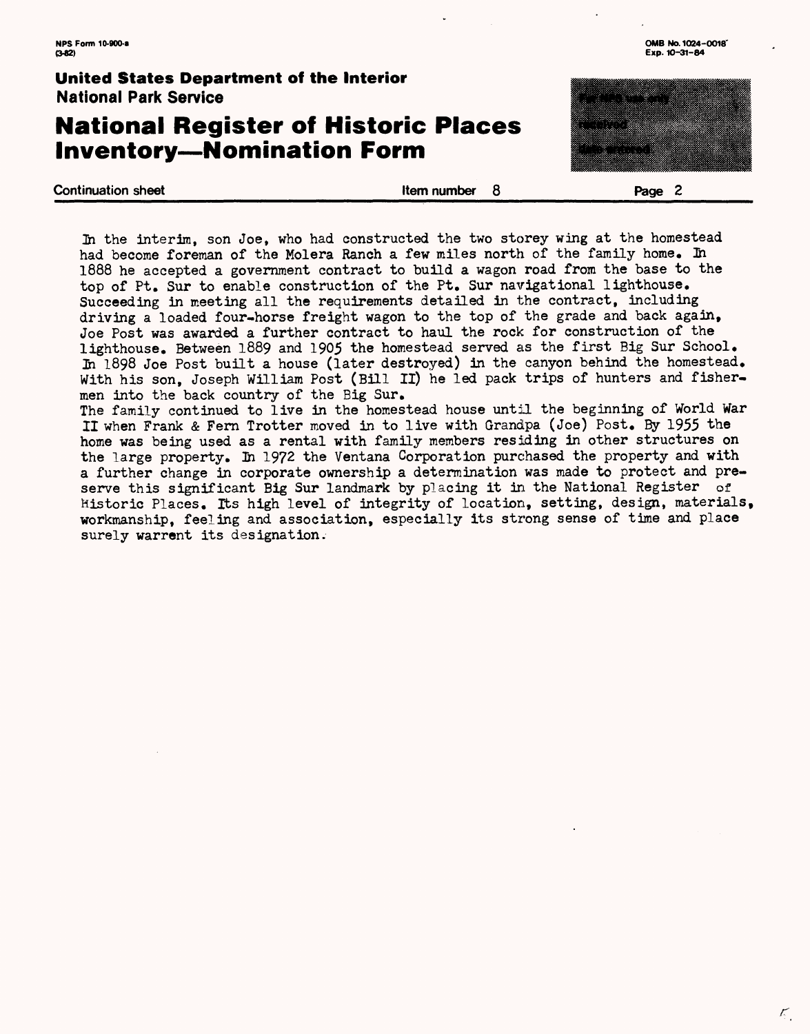In the interim, son Joe, who had constructed the two storey wing at the homestead had become foreman of the Molera Ranch a few miles north of the family home. In 1888 he accepted a government contract to build a wagon road from the base to the top of Pt. Sur to enable construction of the Pt. Sur navigational lighthouse. Succeeding in meeting all the requirements detailed in the contract, including driving a loaded four-horse freight wagon to the top of the grade and back again, Joe Post was awarded a further contract to haul the rock for construction of the lighthouse. Between 1889 and 1905 the homestead served as the first Big Sur School. In 1898 Joe Post built a house (later destroyed) in the canyon behind the homestead. With his son, Joseph William Post (Bill II) he led pack trips of hunters and fishermen into the back country of the Big Sur.

The family continued to live in the homestead house until the beginning of World War II when Frank & Fern Trotter moved in to live with Grandpa (Joe) Post. By 1955 the home was being used as a rental with family members residing in other structures on the large property. In 1972 the Ventana Corporation purchased the property and with a further change in corporate ownership a determination was made to protect and preserve this significant Big Sur landmark by placing it in the National Register of Historic Places. Its high level of integrity of location, setting, design, materials, workmanship, feeling and association, especially its strong sense of time and place surely warrent its designation.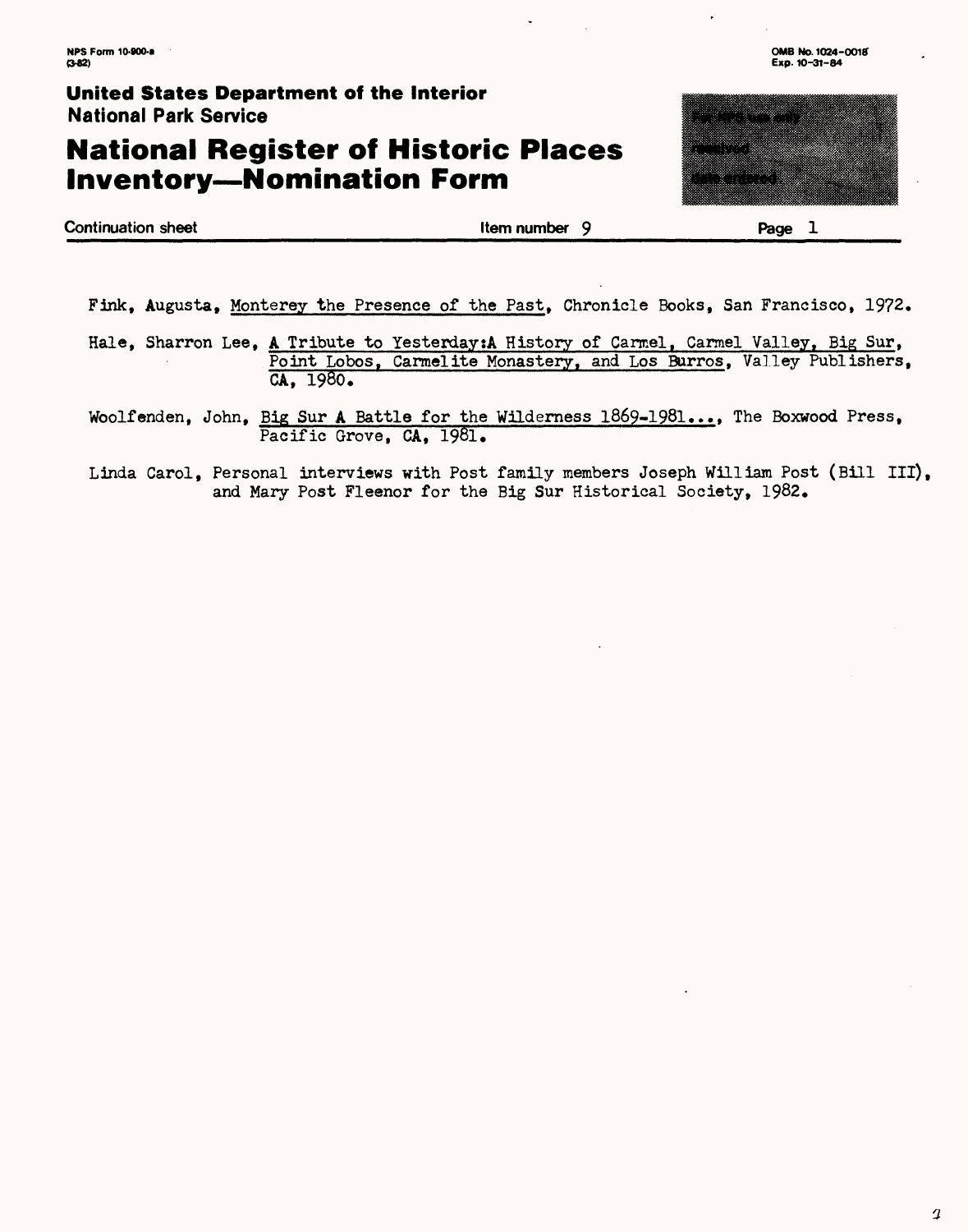United States Department of the Interior
National Park Service

# National Register of Historic Places Inventory—Nomination Form

Continuation sheet | Item number 9 | Page 1

Fink, Augusta, Monterey the Presence of the Past, Chronicle Books, San Francisco, 1972.

Hale, Sharron Lee, A Tribute to Yesterday:A History of Carmel, Carmel Valley, Big Sur, Point Lobos, Carmelite Monastery, and Los Burros, Valley Publishers, CA, 1980.

Woolfenden, John, Big Sur A Battle for the Wilderness 1869-1981..., The Boxwood Press, Pacific Grove, CA, 1981.

Linda Carol, Personal interviews with Post family members Joseph William Post (Bill III), and Mary Post Fleenor for the Big Sur Historical Society, 1982.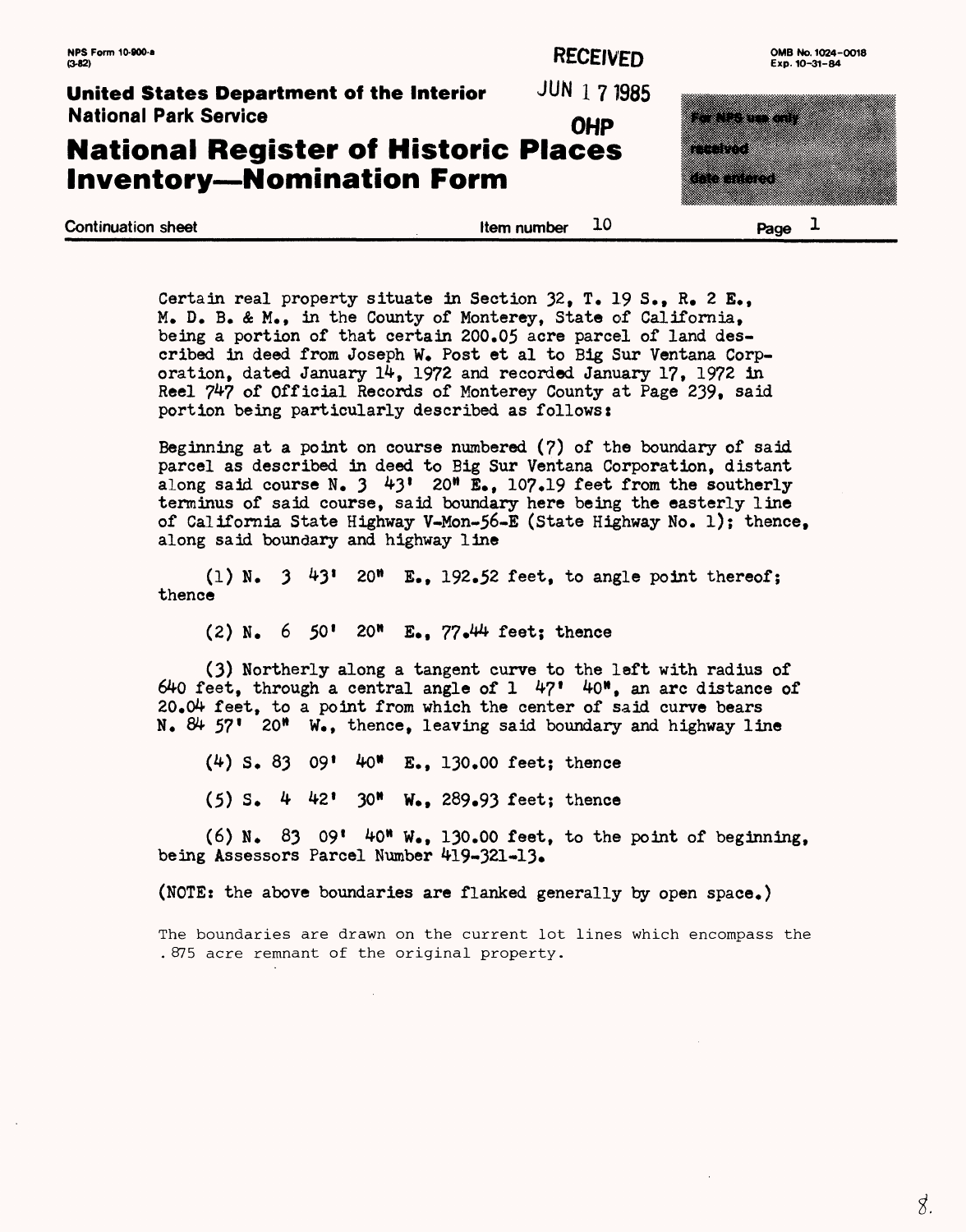NPS Form 10-900-a (3-82)

**RECEIVED**

JUN 1 7 1985

**OHP**

OMB No. 1024-0018
Exp. 10-31-84

**United States Department of the Interior**
**National Park Service**

# National Register of Historic Places Inventory—Nomination Form

For NPS use only
received
date entered

Continuation sheet | Item number 10 | Page 1

Certain real property situate in Section 32, T. 19 S., R. 2 E., M. D. B. & M., in the County of Monterey, State of California, being a portion of that certain 200.05 acre parcel of land described in deed from Joseph W. Post et al to Big Sur Ventana Corporation, dated January 14, 1972 and recorded January 17, 1972 in Reel 747 of Official Records of Monterey County at Page 239, said portion being particularly described as follows:

Beginning at a point on course numbered (7) of the boundary of said parcel as described in deed to Big Sur Ventana Corporation, distant along said course N. 3 43' 20" E., 107.19 feet from the southerly terminus of said course, said boundary here being the easterly line of California State Highway V-Mon-56-E (State Highway No. 1); thence, along said boundary and highway line

(1) N. 3 43' 20" E., 192.52 feet, to angle point thereof; thence

(2) N. 6 50' 20" E., 77.44 feet; thence

(3) Northerly along a tangent curve to the left with radius of 640 feet, through a central angle of 1 47' 40", an arc distance of 20.04 feet, to a point from which the center of said curve bears N. 84 57' 20" W., thence, leaving said boundary and highway line

(4) S. 83 09' 40" E., 130.00 feet; thence

(5) S. 4 42' 30" W., 289.93 feet; thence

(6) N. 83 09' 40" W., 130.00 feet, to the point of beginning, being Assessors Parcel Number 419-321-13.

(NOTE: the above boundaries are flanked generally by open space.)

The boundaries are drawn on the current lot lines which encompass the .875 acre remnant of the original property.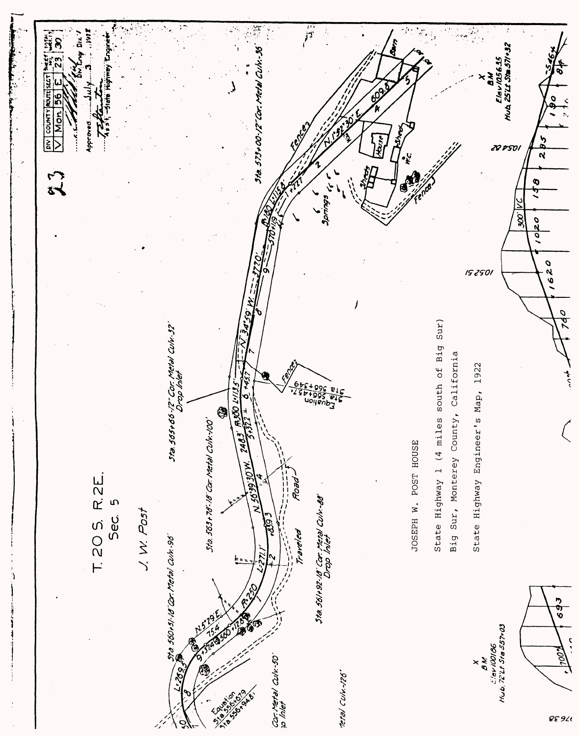JOSEPH W. POST HOUSE

State Highway 1 (4 miles south of Big Sur)

Big Sur, Monterey County, California

State Highway Engineer's Map, 1922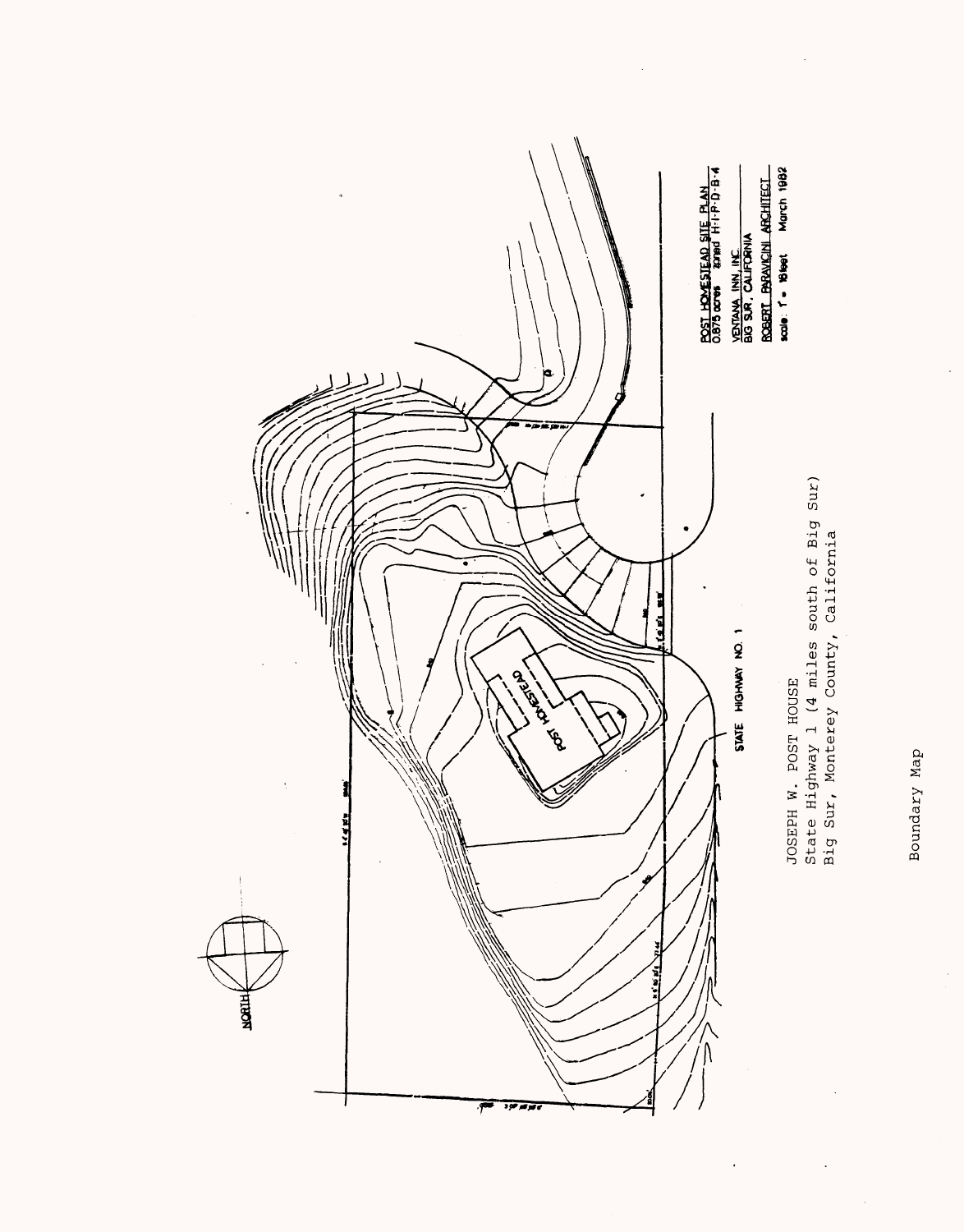NORTH

POST HOMESTEAD

STATE HIGHWAY NO. 1

POST HOMESTEAD SITE PLAN
0.875 acres zoned H-1-P-D-B-4

VENTANA INN, INC.
BIG SUR, CALIFORNIA

ROBERT PARAVICINI ARCHITECT
scale: 1" = 16 feet March 1982

JOSEPH W. POST HOUSE
State Highway 1 (4 miles south of Big Sur)
Big Sur, Monterey County, California

Boundary Map